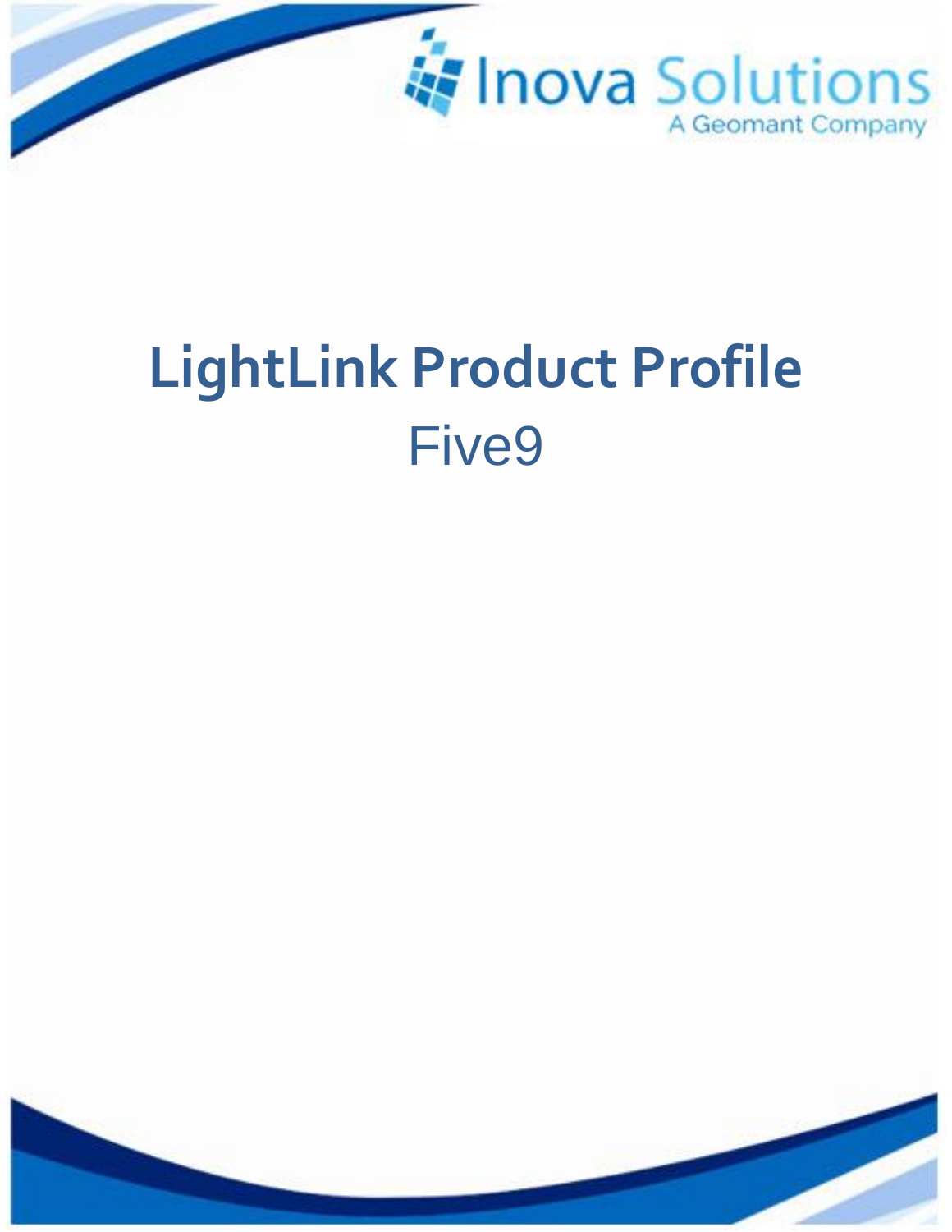Inova Solutions
A Geomant Company

# LightLink Product Profile

## Five9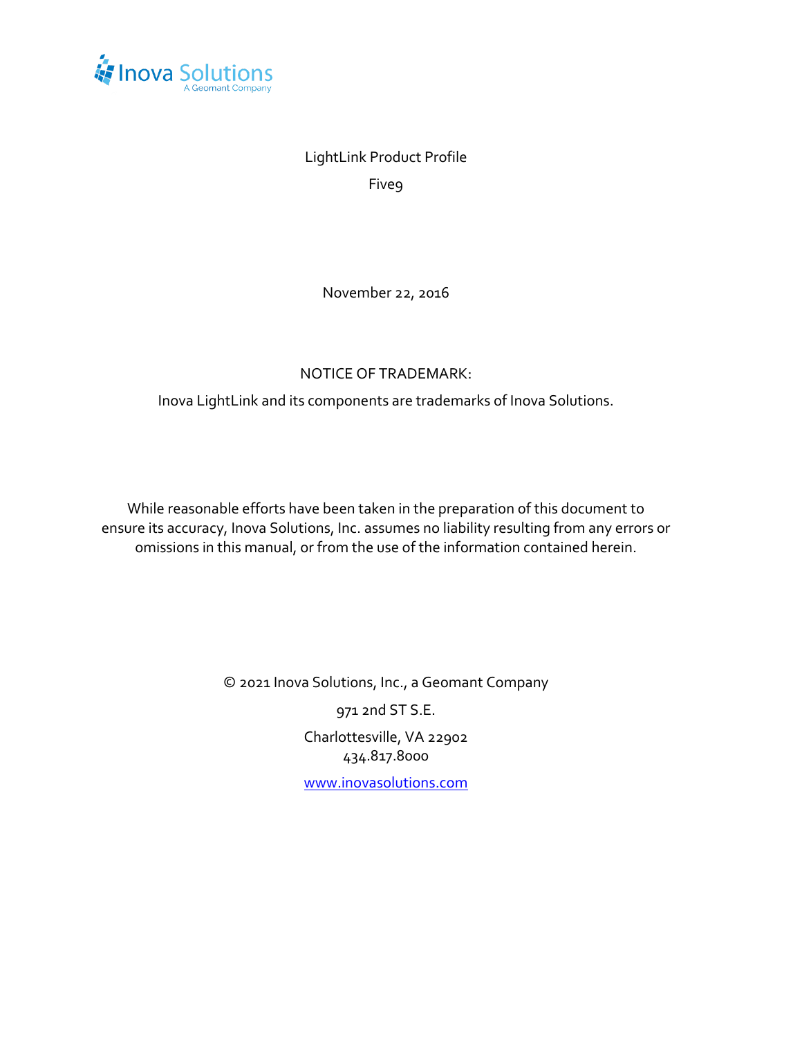LightLink Product Profile

Five9

November 22, 2016

NOTICE OF TRADEMARK:

Inova LightLink and its components are trademarks of Inova Solutions.

While reasonable efforts have been taken in the preparation of this document to ensure its accuracy, Inova Solutions, Inc. assumes no liability resulting from any errors or omissions in this manual, or from the use of the information contained herein.

© 2021 Inova Solutions, Inc., a Geomant Company

971 2nd ST S.E.

Charlottesville, VA 22902
434.817.8000

www.inovasolutions.com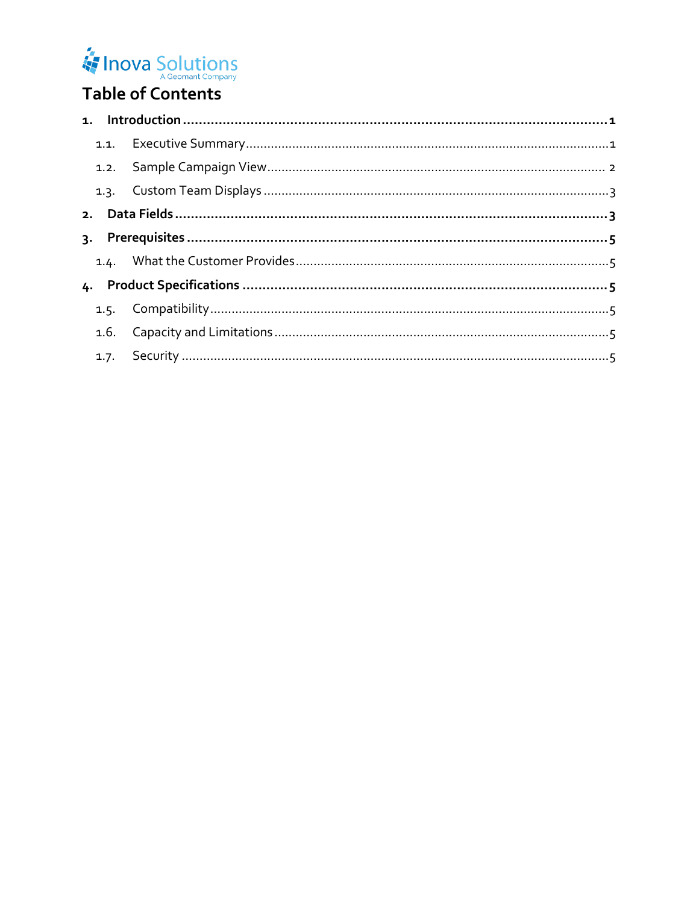# Table of Contents

1. **Introduction** ........................................................................................................ 1
   - 1.1. Executive Summary ......................................................................................... 1
   - 1.2. Sample Campaign View .................................................................................... 2
   - 1.3. Custom Team Displays ..................................................................................... 3
2. **Data Fields** ......................................................................................................... 3
3. **Prerequisites** ...................................................................................................... 5
   - 1.4. What the Customer Provides ........................................................................... 5
4. **Product Specifications** ........................................................................................ 5
   - 1.5. Compatibility ................................................................................................... 5
   - 1.6. Capacity and Limitations .................................................................................. 5
   - 1.7. Security ............................................................................................................ 5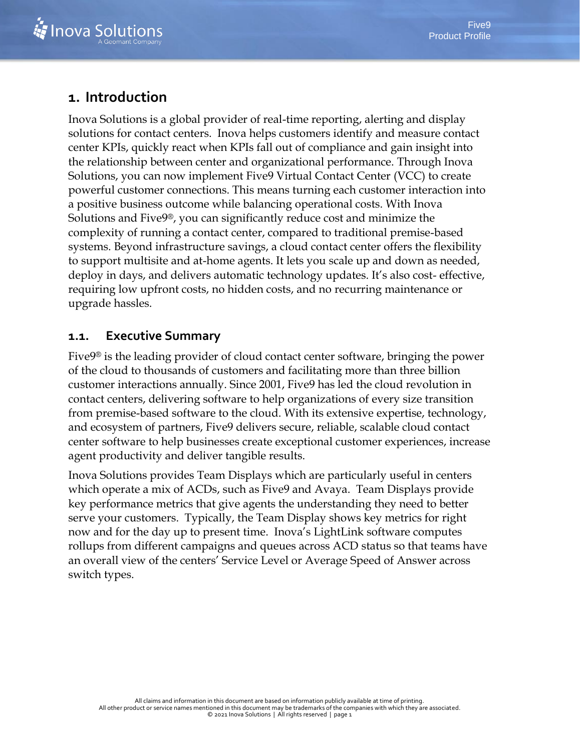# 1. Introduction

Inova Solutions is a global provider of real-time reporting, alerting and display solutions for contact centers. Inova helps customers identify and measure contact center KPIs, quickly react when KPIs fall out of compliance and gain insight into the relationship between center and organizational performance. Through Inova Solutions, you can now implement Five9 Virtual Contact Center (VCC) to create powerful customer connections. This means turning each customer interaction into a positive business outcome while balancing operational costs. With Inova Solutions and Five9®, you can significantly reduce cost and minimize the complexity of running a contact center, compared to traditional premise-based systems. Beyond infrastructure savings, a cloud contact center offers the flexibility to support multisite and at-home agents. It lets you scale up and down as needed, deploy in days, and delivers automatic technology updates. It's also cost- effective, requiring low upfront costs, no hidden costs, and no recurring maintenance or upgrade hassles.

## 1.1. Executive Summary

Five9® is the leading provider of cloud contact center software, bringing the power of the cloud to thousands of customers and facilitating more than three billion customer interactions annually. Since 2001, Five9 has led the cloud revolution in contact centers, delivering software to help organizations of every size transition from premise-based software to the cloud. With its extensive expertise, technology, and ecosystem of partners, Five9 delivers secure, reliable, scalable cloud contact center software to help businesses create exceptional customer experiences, increase agent productivity and deliver tangible results.

Inova Solutions provides Team Displays which are particularly useful in centers which operate a mix of ACDs, such as Five9 and Avaya. Team Displays provide key performance metrics that give agents the understanding they need to better serve your customers. Typically, the Team Display shows key metrics for right now and for the day up to present time. Inova's LightLink software computes rollups from different campaigns and queues across ACD status so that teams have an overall view of the centers' Service Level or Average Speed of Answer across switch types.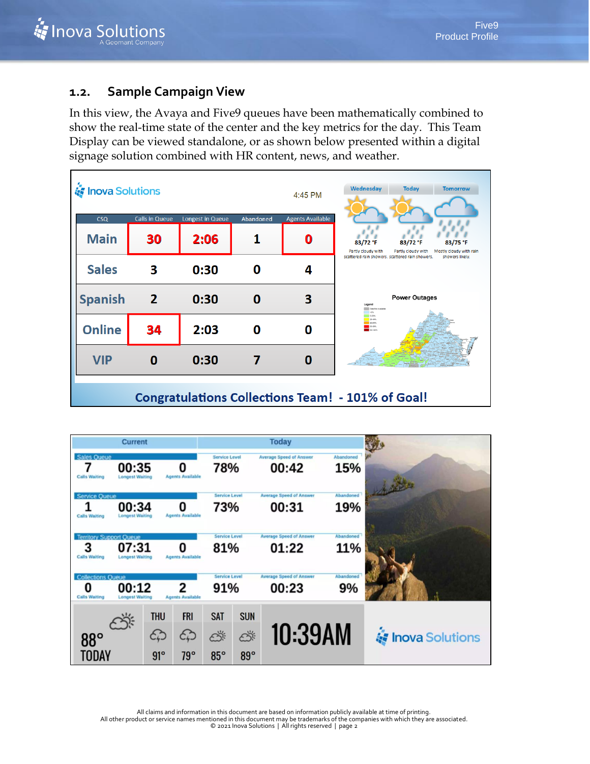## 1.2. Sample Campaign View

In this view, the Avaya and Five9 queues have been mathematically combined to show the real-time state of the center and the key metrics for the day. This Team Display can be viewed standalone, or as shown below presented within a digital signage solution combined with HR content, news, and weather.

Inova Solutions 4:45 PM

| CSQ | Calls in Queue | Longest in Queue | Abandoned | Agents Available |
|---|---|---|---|---|
| Main | 30 | 2:06 | 1 | 0 |
| Sales | 3 | 0:30 | 0 | 4 |
| Spanish | 2 | 0:30 | 0 | 3 |
| Online | 34 | 2:03 | 0 | 0 |
| VIP | 0 | 0:30 | 7 | 0 |

| Wednesday | Today | Tomorrow |
|---|---|---|
| 83/72 °F | 83/72 °F | 83/75 °F |
| Partly cloudy with scattered rain showers. | Partly cloudy with scattered rain showers. | Mostly cloudy with rain showers likely. |

Power Outages

Congratulations Collections Team! - 101% of Goal!

| Queue | Calls Waiting | Longest Waiting | Agents Available | Service Level | Average Speed of Answer | Abandoned |
|---|---|---|---|---|---|---|
| | Current | | | Today | | |
| Sales Queue | 7 | 00:35 | 0 | 78% | 00:42 | 15% |
| Service Queue | 1 | 00:34 | 0 | 73% | 00:31 | 19% |
| Territory Support Queue | 3 | 07:31 | 0 | 81% | 01:22 | 11% |
| Collections Queue | 0 | 00:12 | 2 | 91% | 00:23 | 9% |

| TODAY | THU | FRI | SAT | SUN |
|---|---|---|---|---|
| 88° | 91° | 79° | 85° | 89° |

10:39AM

Inova Solutions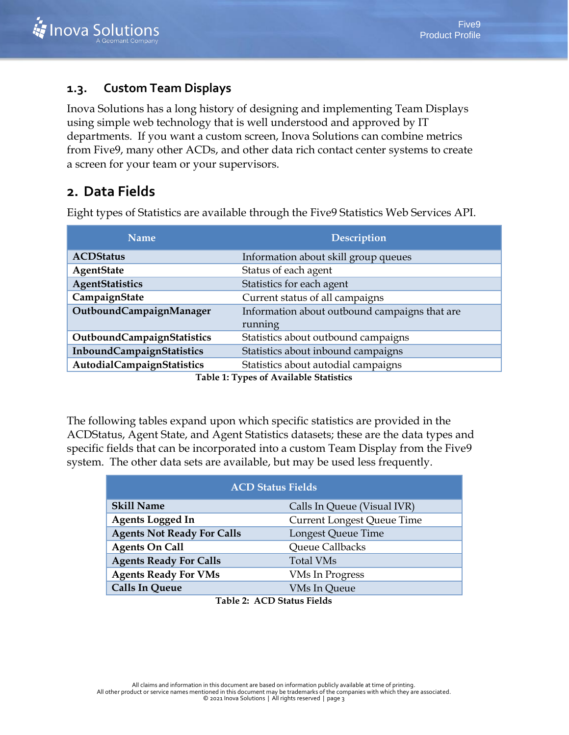### 1.3. Custom Team Displays

Inova Solutions has a long history of designing and implementing Team Displays using simple web technology that is well understood and approved by IT departments. If you want a custom screen, Inova Solutions can combine metrics from Five9, many other ACDs, and other data rich contact center systems to create a screen for your team or your supervisors.

## 2. Data Fields

Eight types of Statistics are available through the Five9 Statistics Web Services API.

| Name | Description |
|---|---|
| **ACDStatus** | Information about skill group queues |
| **AgentState** | Status of each agent |
| **AgentStatistics** | Statistics for each agent |
| **CampaignState** | Current status of all campaigns |
| **OutboundCampaignManager** | Information about outbound campaigns that are running |
| **OutboundCampaignStatistics** | Statistics about outbound campaigns |
| **InboundCampaignStatistics** | Statistics about inbound campaigns |
| **AutodialCampaignStatistics** | Statistics about autodial campaigns |

**Table 1: Types of Available Statistics**

The following tables expand upon which specific statistics are provided in the ACDStatus, Agent State, and Agent Statistics datasets; these are the data types and specific fields that can be incorporated into a custom Team Display from the Five9 system. The other data sets are available, but may be used less frequently.

| ACD Status Fields | |
|---|---|
| **Skill Name** | Calls In Queue (Visual IVR) |
| **Agents Logged In** | Current Longest Queue Time |
| **Agents Not Ready For Calls** | Longest Queue Time |
| **Agents On Call** | Queue Callbacks |
| **Agents Ready For Calls** | Total VMs |
| **Agents Ready For VMs** | VMs In Progress |
| **Calls In Queue** | VMs In Queue |

**Table 2: ACD Status Fields**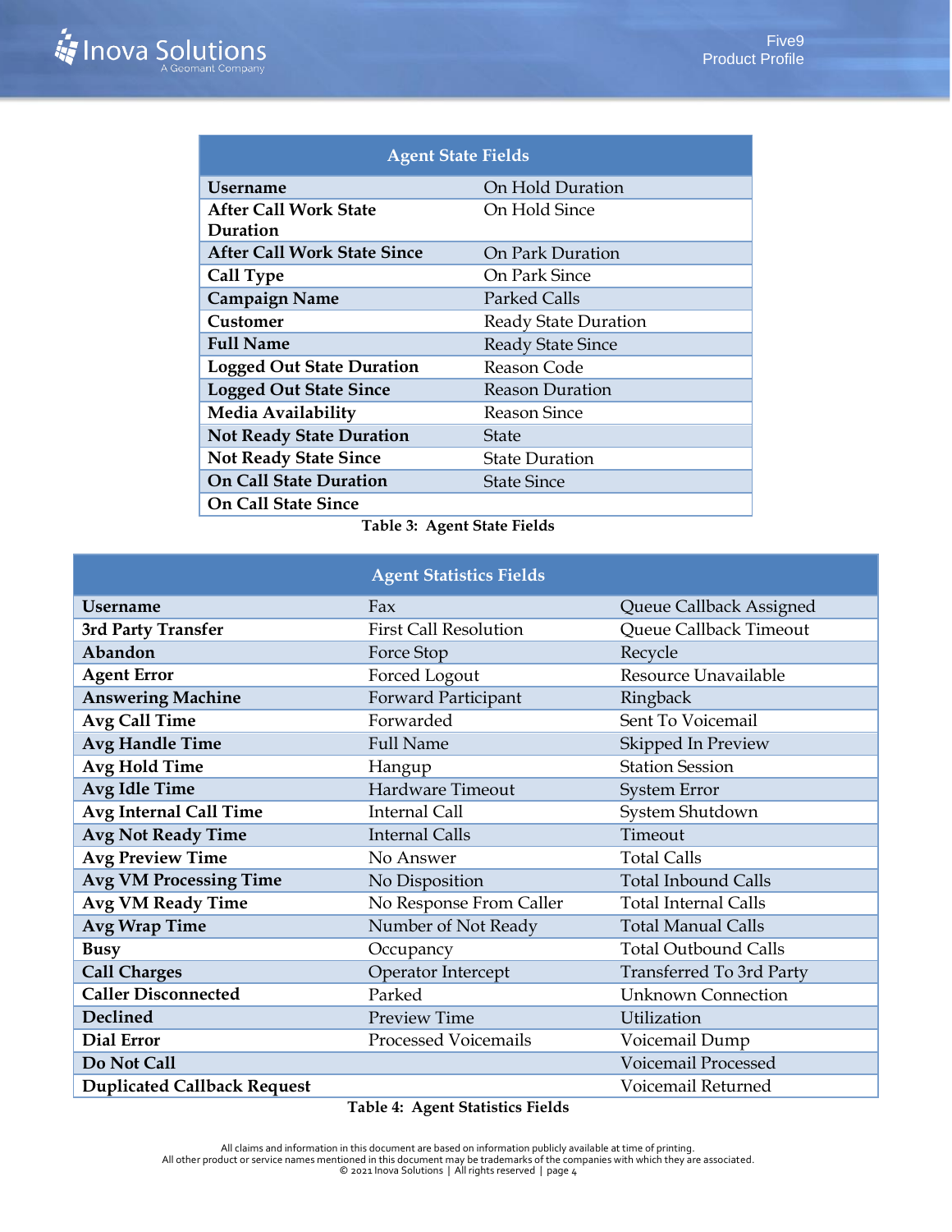| Agent State Fields | |
|---|---|
| **Username** | On Hold Duration |
| **After Call Work State Duration** | On Hold Since |
| **After Call Work State Since** | On Park Duration |
| **Call Type** | On Park Since |
| **Campaign Name** | Parked Calls |
| **Customer** | Ready State Duration |
| **Full Name** | Ready State Since |
| **Logged Out State Duration** | Reason Code |
| **Logged Out State Since** | Reason Duration |
| **Media Availability** | Reason Since |
| **Not Ready State Duration** | State |
| **Not Ready State Since** | State Duration |
| **On Call State Duration** | State Since |
| **On Call State Since** | |

**Table 3: Agent State Fields**

| Agent Statistics Fields | | |
|---|---|---|
| **Username** | Fax | Queue Callback Assigned |
| **3rd Party Transfer** | First Call Resolution | Queue Callback Timeout |
| **Abandon** | Force Stop | Recycle |
| **Agent Error** | Forced Logout | Resource Unavailable |
| **Answering Machine** | Forward Participant | Ringback |
| **Avg Call Time** | Forwarded | Sent To Voicemail |
| **Avg Handle Time** | Full Name | Skipped In Preview |
| **Avg Hold Time** | Hangup | Station Session |
| **Avg Idle Time** | Hardware Timeout | System Error |
| **Avg Internal Call Time** | Internal Call | System Shutdown |
| **Avg Not Ready Time** | Internal Calls | Timeout |
| **Avg Preview Time** | No Answer | Total Calls |
| **Avg VM Processing Time** | No Disposition | Total Inbound Calls |
| **Avg VM Ready Time** | No Response From Caller | Total Internal Calls |
| **Avg Wrap Time** | Number of Not Ready | Total Manual Calls |
| **Busy** | Occupancy | Total Outbound Calls |
| **Call Charges** | Operator Intercept | Transferred To 3rd Party |
| **Caller Disconnected** | Parked | Unknown Connection |
| **Declined** | Preview Time | Utilization |
| **Dial Error** | Processed Voicemails | Voicemail Dump |
| **Do Not Call** | | Voicemail Processed |
| **Duplicated Callback Request** | | Voicemail Returned |

**Table 4: Agent Statistics Fields**

All claims and information in this document are based on information publicly available at time of printing.
All other product or service names mentioned in this document may be trademarks of the companies with which they are associated.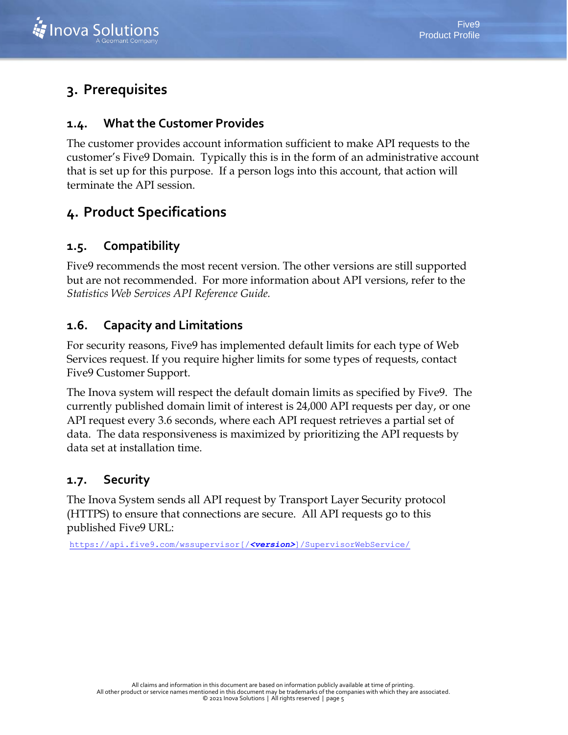# 3. Prerequisites

## 1.4. What the Customer Provides

The customer provides account information sufficient to make API requests to the customer's Five9 Domain. Typically this is in the form of an administrative account that is set up for this purpose. If a person logs into this account, that action will terminate the API session.

# 4. Product Specifications

## 1.5. Compatibility

Five9 recommends the most recent version. The other versions are still supported but are not recommended. For more information about API versions, refer to the *Statistics Web Services API Reference Guide.*

## 1.6. Capacity and Limitations

For security reasons, Five9 has implemented default limits for each type of Web Services request. If you require higher limits for some types of requests, contact Five9 Customer Support.

The Inova system will respect the default domain limits as specified by Five9. The currently published domain limit of interest is 24,000 API requests per day, or one API request every 3.6 seconds, where each API request retrieves a partial set of data. The data responsiveness is maximized by prioritizing the API requests by data set at installation time.

## 1.7. Security

The Inova System sends all API request by Transport Layer Security protocol (HTTPS) to ensure that connections are secure. All API requests go to this published Five9 URL:

https://api.five9.com/wssupervisor[/***<version>***]/SupervisorWebService/